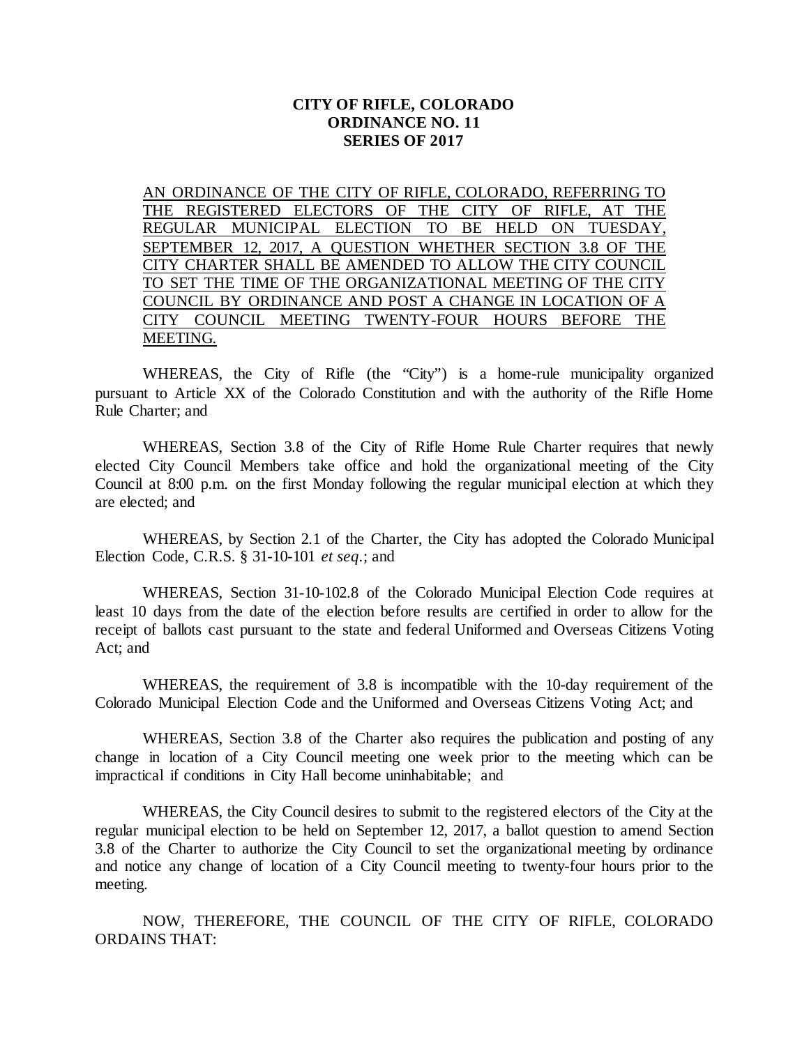**CITY OF RIFLE, COLORADO**
**ORDINANCE NO. 11**
**SERIES OF 2017**

AN ORDINANCE OF THE CITY OF RIFLE, COLORADO, REFERRING TO THE REGISTERED ELECTORS OF THE CITY OF RIFLE, AT THE REGULAR MUNICIPAL ELECTION TO BE HELD ON TUESDAY, SEPTEMBER 12, 2017, A QUESTION WHETHER SECTION 3.8 OF THE CITY CHARTER SHALL BE AMENDED TO ALLOW THE CITY COUNCIL TO SET THE TIME OF THE ORGANIZATIONAL MEETING OF THE CITY COUNCIL BY ORDINANCE AND POST A CHANGE IN LOCATION OF A CITY COUNCIL MEETING TWENTY-FOUR HOURS BEFORE THE MEETING.

WHEREAS, the City of Rifle (the "City") is a home-rule municipality organized pursuant to Article XX of the Colorado Constitution and with the authority of the Rifle Home Rule Charter; and

WHEREAS, Section 3.8 of the City of Rifle Home Rule Charter requires that newly elected City Council Members take office and hold the organizational meeting of the City Council at 8:00 p.m. on the first Monday following the regular municipal election at which they are elected; and

WHEREAS, by Section 2.1 of the Charter, the City has adopted the Colorado Municipal Election Code, C.R.S. § 31-10-101 *et seq*.; and

WHEREAS, Section 31-10-102.8 of the Colorado Municipal Election Code requires at least 10 days from the date of the election before results are certified in order to allow for the receipt of ballots cast pursuant to the state and federal Uniformed and Overseas Citizens Voting Act; and

WHEREAS, the requirement of 3.8 is incompatible with the 10-day requirement of the Colorado Municipal Election Code and the Uniformed and Overseas Citizens Voting Act; and

WHEREAS, Section 3.8 of the Charter also requires the publication and posting of any change in location of a City Council meeting one week prior to the meeting which can be impractical if conditions in City Hall become uninhabitable; and

WHEREAS, the City Council desires to submit to the registered electors of the City at the regular municipal election to be held on September 12, 2017, a ballot question to amend Section 3.8 of the Charter to authorize the City Council to set the organizational meeting by ordinance and notice any change of location of a City Council meeting to twenty-four hours prior to the meeting.

NOW, THEREFORE, THE COUNCIL OF THE CITY OF RIFLE, COLORADO ORDAINS THAT: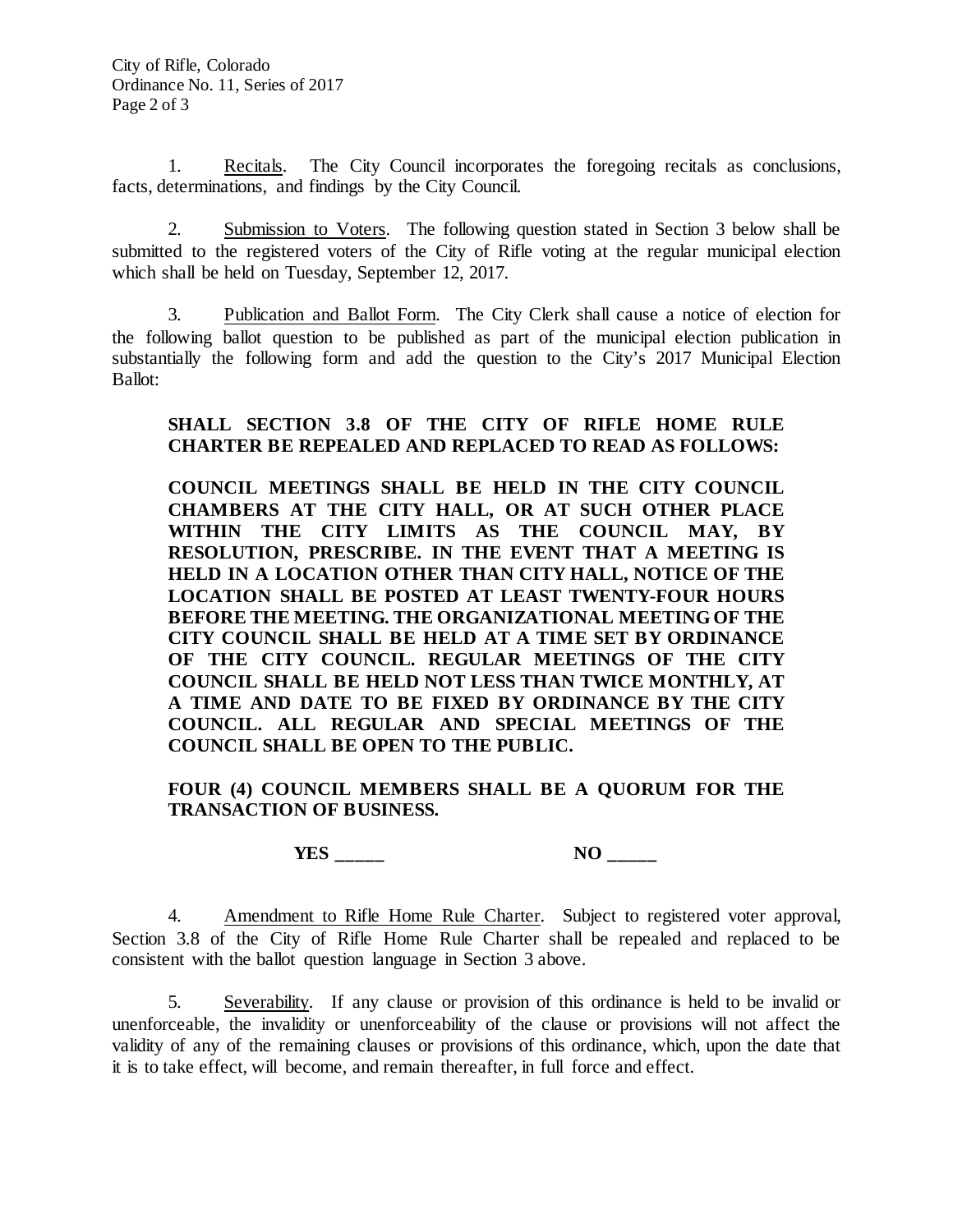1. Recitals. The City Council incorporates the foregoing recitals as conclusions, facts, determinations, and findings by the City Council.

2. Submission to Voters. The following question stated in Section 3 below shall be submitted to the registered voters of the City of Rifle voting at the regular municipal election which shall be held on Tuesday, September 12, 2017.

3. Publication and Ballot Form. The City Clerk shall cause a notice of election for the following ballot question to be published as part of the municipal election publication in substantially the following form and add the question to the City's 2017 Municipal Election Ballot:

> **SHALL SECTION 3.8 OF THE CITY OF RIFLE HOME RULE CHARTER BE REPEALED AND REPLACED TO READ AS FOLLOWS:**
>
> **COUNCIL MEETINGS SHALL BE HELD IN THE CITY COUNCIL CHAMBERS AT THE CITY HALL, OR AT SUCH OTHER PLACE WITHIN THE CITY LIMITS AS THE COUNCIL MAY, BY RESOLUTION, PRESCRIBE. IN THE EVENT THAT A MEETING IS HELD IN A LOCATION OTHER THAN CITY HALL, NOTICE OF THE LOCATION SHALL BE POSTED AT LEAST TWENTY-FOUR HOURS BEFORE THE MEETING. THE ORGANIZATIONAL MEETING OF THE CITY COUNCIL SHALL BE HELD AT A TIME SET BY ORDINANCE OF THE CITY COUNCIL. REGULAR MEETINGS OF THE CITY COUNCIL SHALL BE HELD NOT LESS THAN TWICE MONTHLY, AT A TIME AND DATE TO BE FIXED BY ORDINANCE BY THE CITY COUNCIL. ALL REGULAR AND SPECIAL MEETINGS OF THE COUNCIL SHALL BE OPEN TO THE PUBLIC.**
>
> **FOUR (4) COUNCIL MEMBERS SHALL BE A QUORUM FOR THE TRANSACTION OF BUSINESS.**
>
> **YES _____** **NO _____**

4. Amendment to Rifle Home Rule Charter. Subject to registered voter approval, Section 3.8 of the City of Rifle Home Rule Charter shall be repealed and replaced to be consistent with the ballot question language in Section 3 above.

5. Severability. If any clause or provision of this ordinance is held to be invalid or unenforceable, the invalidity or unenforceability of the clause or provisions will not affect the validity of any of the remaining clauses or provisions of this ordinance, which, upon the date that it is to take effect, will become, and remain thereafter, in full force and effect.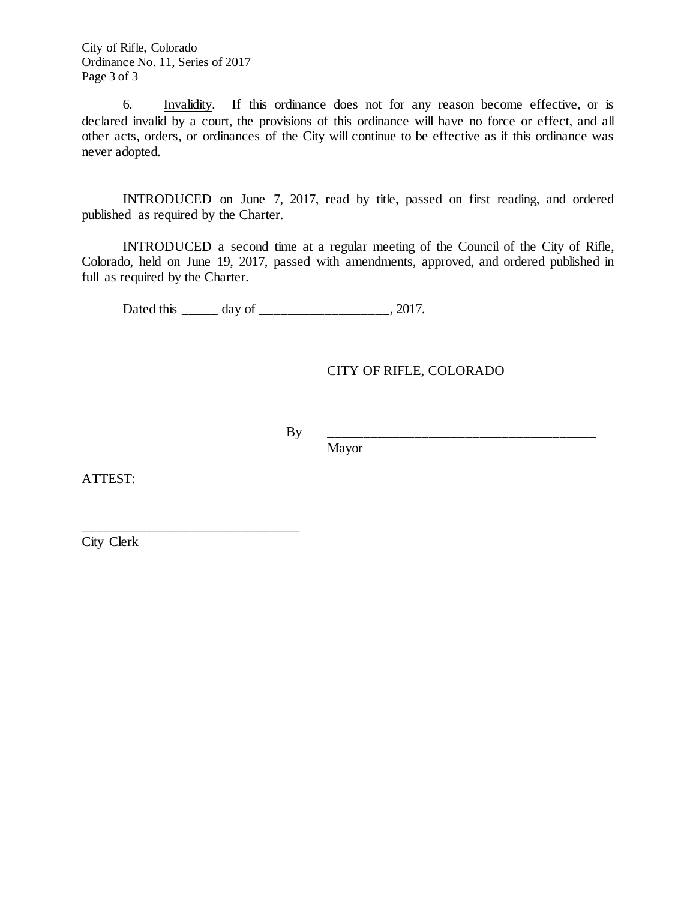6. Invalidity. If this ordinance does not for any reason become effective, or is declared invalid by a court, the provisions of this ordinance will have no force or effect, and all other acts, orders, or ordinances of the City will continue to be effective as if this ordinance was never adopted.

INTRODUCED on June 7, 2017, read by title, passed on first reading, and ordered published as required by the Charter.

INTRODUCED a second time at a regular meeting of the Council of the City of Rifle, Colorado, held on June 19, 2017, passed with amendments, approved, and ordered published in full as required by the Charter.

Dated this _____ day of ___________________, 2017.

CITY OF RIFLE, COLORADO

By _______________________________________
Mayor

ATTEST:

_______________________________
City Clerk